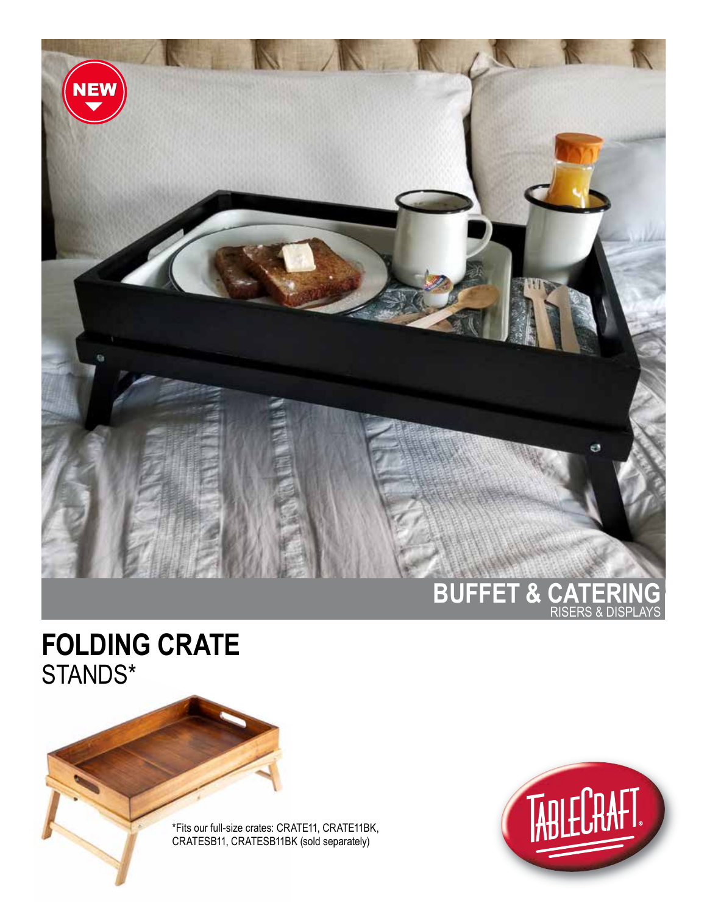NEW

BUFFET & CATERING
RISERS & DISPLAYS

# FOLDING CRATE
STANDS*

*Fits our full-size crates: CRATE11, CRATE11BK, CRATESB11, CRATESB11BK (sold separately)

TABLECRAFT®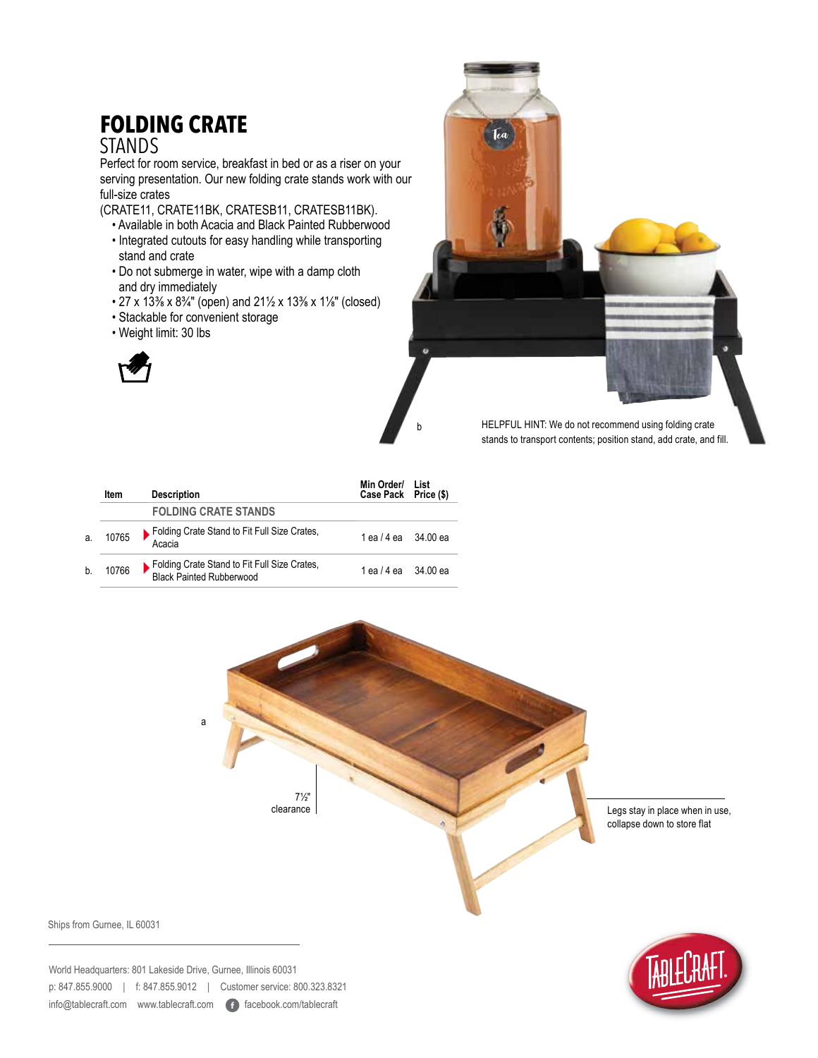# FOLDING CRATE

## STANDS

Perfect for room service, breakfast in bed or as a riser on your serving presentation. Our new folding crate stands work with our full-size crates (CRATE11, CRATE11BK, CRATESB11, CRATESB11BK).

- Available in both Acacia and Black Painted Rubberwood
- Integrated cutouts for easy handling while transporting stand and crate
- Do not submerge in water, wipe with a damp cloth and dry immediately
- 27 x 13⅜ x 8¾" (open) and 21½ x 13⅜ x 1⅛" (closed)
- Stackable for convenient storage
- Weight limit: 30 lbs

b

HELPFUL HINT: We do not recommend using folding crate stands to transport contents; position stand, add crate, and fill.

| | Item | Description | Min Order/ Case Pack | List Price ($) |
|---|---|---|---|---|
| | | **FOLDING CRATE STANDS** | | |
| a. | 10765 | Folding Crate Stand to Fit Full Size Crates, Acacia | 1 ea / 4 ea | 34.00 ea |
| b. | 10766 | Folding Crate Stand to Fit Full Size Crates, Black Painted Rubberwood | 1 ea / 4 ea | 34.00 ea |

a

7½" clearance

Legs stay in place when in use, collapse down to store flat

Ships from Gurnee, IL 60031

World Headquarters: 801 Lakeside Drive, Gurnee, Illinois 60031
p: 847.855.9000 | f: 847.855.9012 | Customer service: 800.323.8321
info@tablecraft.com www.tablecraft.com facebook.com/tablecraft

TABLECRAFT